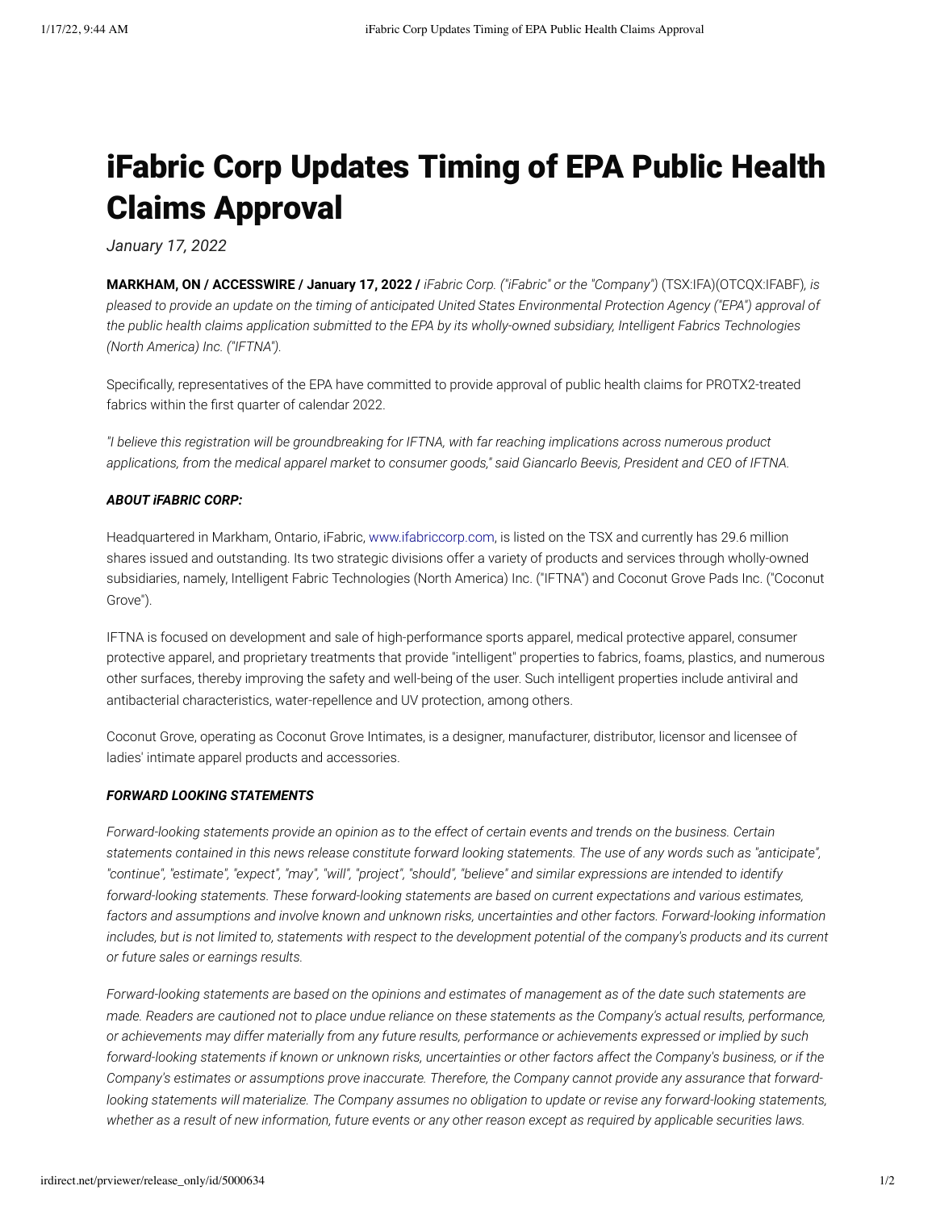# iFabric Corp Updates Timing of EPA Public Health Claims Approval

*January 17, 2022*

**MARKHAM, ON / ACCESSWIRE / January 17, 2022 /** *iFabric Corp. ("iFabric" or the "Company")* (TSX:IFA)(OTCQX:IFABF)*, is pleased to provide an update on the timing of anticipated United States Environmental Protection Agency ("EPA") approval of the public health claims application submitted to the EPA by its wholly-owned subsidiary, Intelligent Fabrics Technologies (North America) Inc. ("IFTNA").*

Specifically, representatives of the EPA have committed to provide approval of public health claims for PROTX2-treated fabrics within the first quarter of calendar 2022.

*"I believe this registration will be groundbreaking for IFTNA, with far reaching implications across numerous product applications, from the medical apparel market to consumer goods," said Giancarlo Beevis, President and CEO of IFTNA.*

***ABOUT iFABRIC CORP:***

Headquartered in Markham, Ontario, iFabric, www.ifabriccorp.com, is listed on the TSX and currently has 29.6 million shares issued and outstanding. Its two strategic divisions offer a variety of products and services through wholly-owned subsidiaries, namely, Intelligent Fabric Technologies (North America) Inc. ("IFTNA") and Coconut Grove Pads Inc. ("Coconut Grove").

IFTNA is focused on development and sale of high-performance sports apparel, medical protective apparel, consumer protective apparel, and proprietary treatments that provide "intelligent" properties to fabrics, foams, plastics, and numerous other surfaces, thereby improving the safety and well-being of the user. Such intelligent properties include antiviral and antibacterial characteristics, water-repellence and UV protection, among others.

Coconut Grove, operating as Coconut Grove Intimates, is a designer, manufacturer, distributor, licensor and licensee of ladies' intimate apparel products and accessories.

***FORWARD LOOKING STATEMENTS***

*Forward-looking statements provide an opinion as to the effect of certain events and trends on the business. Certain statements contained in this news release constitute forward looking statements. The use of any words such as "anticipate", "continue", "estimate", "expect", "may", "will", "project", "should", "believe" and similar expressions are intended to identify forward-looking statements. These forward-looking statements are based on current expectations and various estimates, factors and assumptions and involve known and unknown risks, uncertainties and other factors. Forward-looking information includes, but is not limited to, statements with respect to the development potential of the company's products and its current or future sales or earnings results.*

*Forward-looking statements are based on the opinions and estimates of management as of the date such statements are made. Readers are cautioned not to place undue reliance on these statements as the Company's actual results, performance, or achievements may differ materially from any future results, performance or achievements expressed or implied by such forward-looking statements if known or unknown risks, uncertainties or other factors affect the Company's business, or if the Company's estimates or assumptions prove inaccurate. Therefore, the Company cannot provide any assurance that forward-looking statements will materialize. The Company assumes no obligation to update or revise any forward-looking statements, whether as a result of new information, future events or any other reason except as required by applicable securities laws.*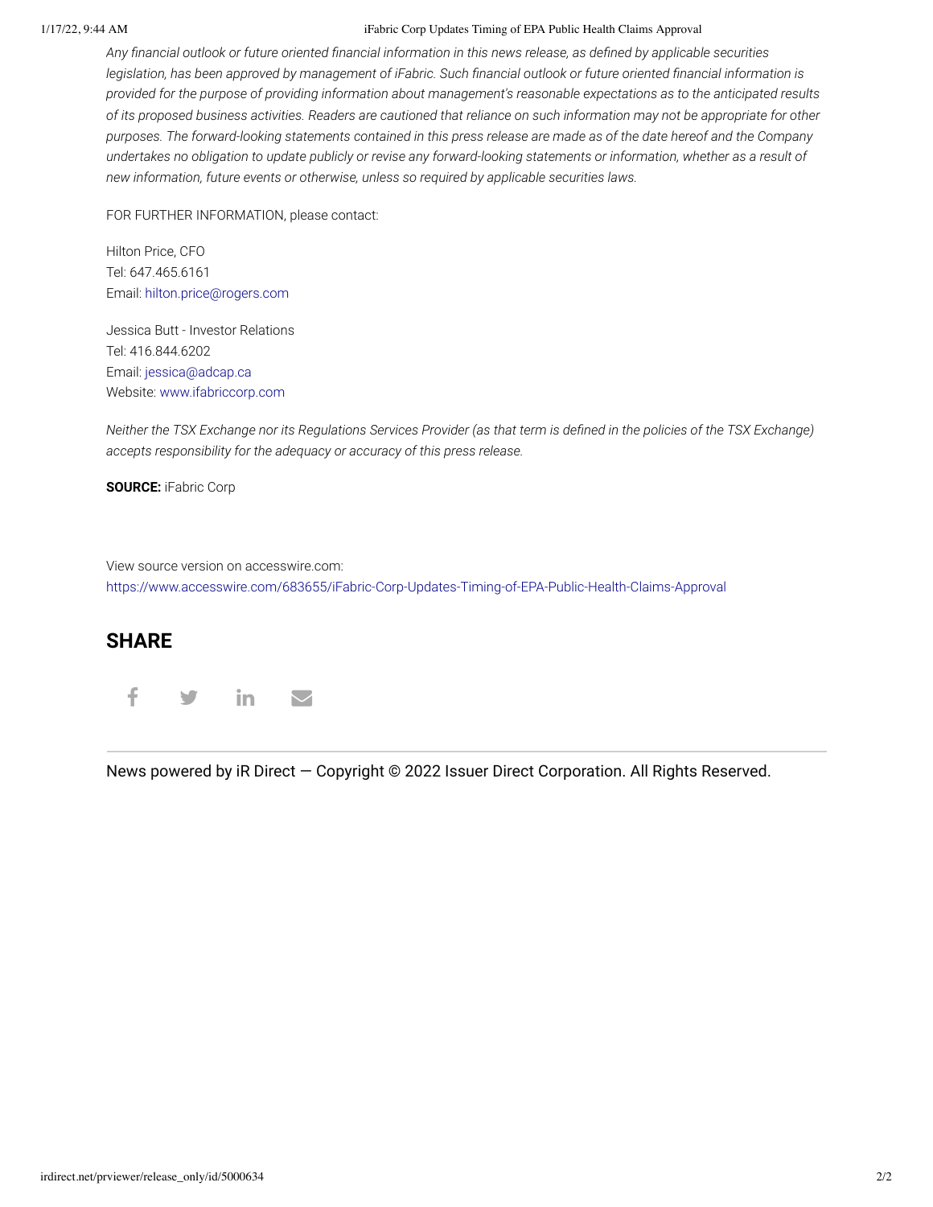*Any financial outlook or future oriented financial information in this news release, as defined by applicable securities legislation, has been approved by management of iFabric. Such financial outlook or future oriented financial information is provided for the purpose of providing information about management's reasonable expectations as to the anticipated results of its proposed business activities. Readers are cautioned that reliance on such information may not be appropriate for other purposes. The forward-looking statements contained in this press release are made as of the date hereof and the Company undertakes no obligation to update publicly or revise any forward-looking statements or information, whether as a result of new information, future events or otherwise, unless so required by applicable securities laws.*

FOR FURTHER INFORMATION, please contact:

Hilton Price, CFO
Tel: 647.465.6161
Email: hilton.price@rogers.com

Jessica Butt - Investor Relations
Tel: 416.844.6202
Email: jessica@adcap.ca
Website: www.ifabriccorp.com

*Neither the TSX Exchange nor its Regulations Services Provider (as that term is defined in the policies of the TSX Exchange) accepts responsibility for the adequacy or accuracy of this press release.*

**SOURCE:** iFabric Corp

View source version on accesswire.com:
https://www.accesswire.com/683655/iFabric-Corp-Updates-Timing-of-EPA-Public-Health-Claims-Approval

## SHARE

News powered by iR Direct — Copyright © 2022 Issuer Direct Corporation. All Rights Reserved.